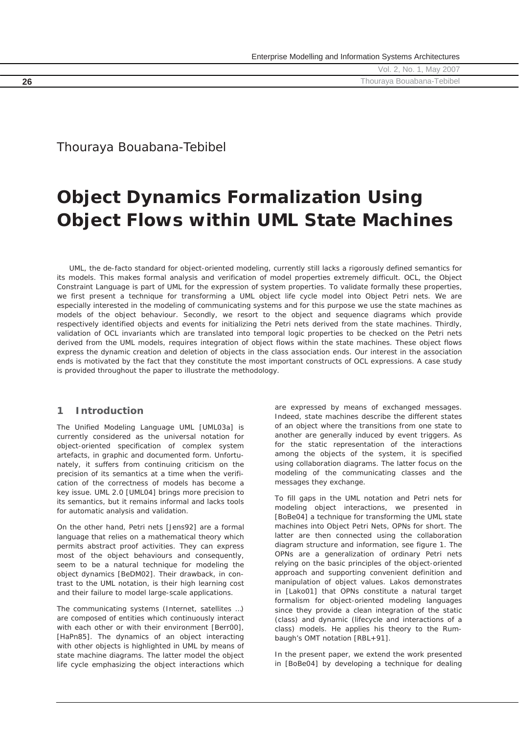Thouraya Bouabana-Tebibel

# Object Dynamics Formalization Using Object Flows within UML State Machines

UML, the de-facto standard for object-oriented modeling, currently still lacks a rigorously defined semantics for its models. This makes formal analysis and verification of model properties extremely difficult. OCL, the Object Constraint Language is part of UML for the expression of system properties. To validate formally these properties, we first present a technique for transforming a UML object life cycle model into Object Petri nets. We are especially interested in the modeling of communicating systems and for this purpose we use the state machines as models of the object behaviour. Secondly, we resort to the object and sequence diagrams which provide respectively identified objects and events for initializing the Petri nets derived from the state machines. Thirdly, validation of OCL invariants which are translated into temporal logic properties to be checked on the Petri nets derived from the UML models, requires integration of object flows within the state machines. These object flows express the dynamic creation and deletion of objects in the class association ends. Our interest in the association ends is motivated by the fact that they constitute the most important constructs of OCL expressions. A case study is provided throughout the paper to illustrate the methodology.

## 1 Introduction

The Unified Modeling Language UML [UML03a] is currently considered as the universal notation for object-oriented specification of complex system artefacts, in graphic and documented form. Unfortunately, it suffers from continuing criticism on the precision of its semantics at a time when the verification of the correctness of models has become a key issue. UML 2.0 [UML04] brings more precision to its semantics, but it remains informal and lacks tools for automatic analysis and validation.

On the other hand, Petri nets [Jens92] are a formal language that relies on a mathematical theory which permits abstract proof activities. They can express most of the object behaviours and consequently, seem to be a natural technique for modeling the object dynamics [BeDM02]. Their drawback, in contrast to the UML notation, is their high learning cost and their failure to model large-scale applications.

The communicating systems (Internet, satellites …) are composed of entities which continuously interact with each other or with their environment [Berr00], [HaPn85]. The dynamics of an object interacting with other objects is highlighted in UML by means of state machine diagrams. The latter model the object life cycle emphasizing the object interactions which are expressed by means of exchanged messages. Indeed, state machines describe the different states of an object where the transitions from one state to another are generally induced by event triggers. As for the static representation of the interactions among the objects of the system, it is specified using collaboration diagrams. The latter focus on the modeling of the communicating classes and the messages they exchange.

To fill gaps in the UML notation and Petri nets for modeling object interactions, we presented in [BoBe04] a technique for transforming the UML state machines into Object Petri Nets, OPNs for short. The latter are then connected using the collaboration diagram structure and information, see figure 1. The OPNs are a generalization of ordinary Petri nets relying on the basic principles of the object-oriented approach and supporting convenient definition and manipulation of object values. Lakos demonstrates in [Lako01] that OPNs constitute a natural target formalism for object-oriented modeling languages since they provide a clean integration of the static (class) and dynamic (lifecycle and interactions of a class) models. He applies his theory to the Rumbaugh's OMT notation [RBL+91].

In the present paper, we extend the work presented in [BoBe04] by developing a technique for dealing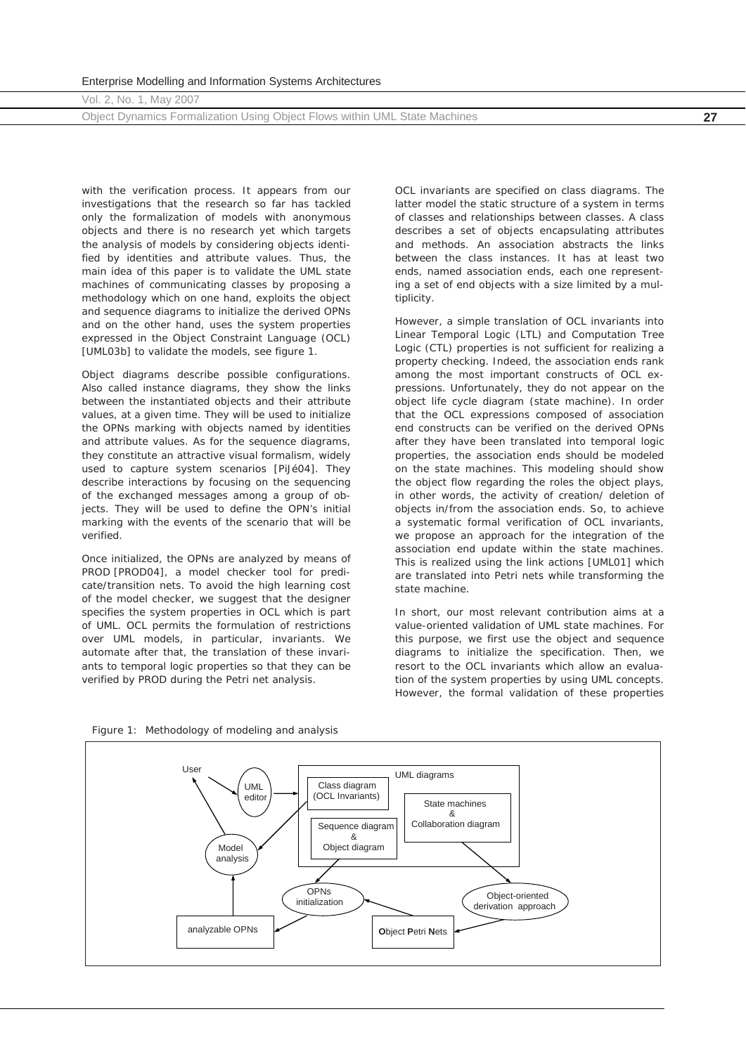with the verification process. It appears from our investigations that the research so far has tackled only the formalization of models with anonymous objects and there is no research yet which targets the analysis of models by considering objects identified by identities and attribute values. Thus, the main idea of this paper is to validate the UML state machines of communicating classes by proposing a methodology which on one hand, exploits the object and sequence diagrams to initialize the derived OPNs and on the other hand, uses the system properties expressed in the Object Constraint Language (OCL) [UML03b] to validate the models, see figure 1.

Object diagrams describe possible configurations. Also called instance diagrams, they show the links between the instantiated objects and their attribute values, at a given time. They will be used to initialize the OPNs marking with objects named by identities and attribute values. As for the sequence diagrams, they constitute an attractive visual formalism, widely used to capture system scenarios [PiJé04]. They describe interactions by focusing on the sequencing of the exchanged messages among a group of objects. They will be used to define the OPN's initial marking with the events of the scenario that will be verified.

Once initialized, the OPNs are analyzed by means of PROD [PROD04], a model checker tool for predicate/transition nets. To avoid the high learning cost of the model checker, we suggest that the designer specifies the system properties in OCL which is part of UML. OCL permits the formulation of restrictions over UML models, in particular, invariants. We automate after that, the translation of these invariants to temporal logic properties so that they can be verified by PROD during the Petri net analysis.

OCL invariants are specified on class diagrams. The latter model the static structure of a system in terms of classes and relationships between classes. A class describes a set of objects encapsulating attributes and methods. An association abstracts the links between the class instances. It has at least two ends, named association ends, each one representing a set of end objects with a size limited by a multiplicity.

However, a simple translation of OCL invariants into Linear Temporal Logic (LTL) and Computation Tree Logic (CTL) properties is not sufficient for realizing a property checking. Indeed, the association ends rank among the most important constructs of OCL expressions. Unfortunately, they do not appear on the object life cycle diagram (state machine). In order that the OCL expressions composed of association end constructs can be verified on the derived OPNs after they have been translated into temporal logic properties, the association ends should be modeled on the state machines. This modeling should show the object flow regarding the roles the object plays, in other words, the activity of creation/ deletion of objects in/from the association ends. So, to achieve a systematic formal verification of OCL invariants, we propose an approach for the integration of the association end update within the state machines. This is realized using the link actions [UML01] which are translated into Petri nets while transforming the state machine.

In short, our most relevant contribution aims at a value-oriented validation of UML state machines. For this purpose, we first use the object and sequence diagrams to initialize the specification. Then, we resort to the OCL invariants which allow an evaluation of the system properties by using UML concepts. However, the formal validation of these properties

Figure 1: Methodology of modeling and analysis

User → UML editor → UML diagrams (Class diagram (OCL Invariants); Sequence diagram & Object diagram; State machines & Collaboration diagram) → Object-oriented derivation approach → Object Petri Nets → OPNs initialization → analyzable OPNs → Model analysis → User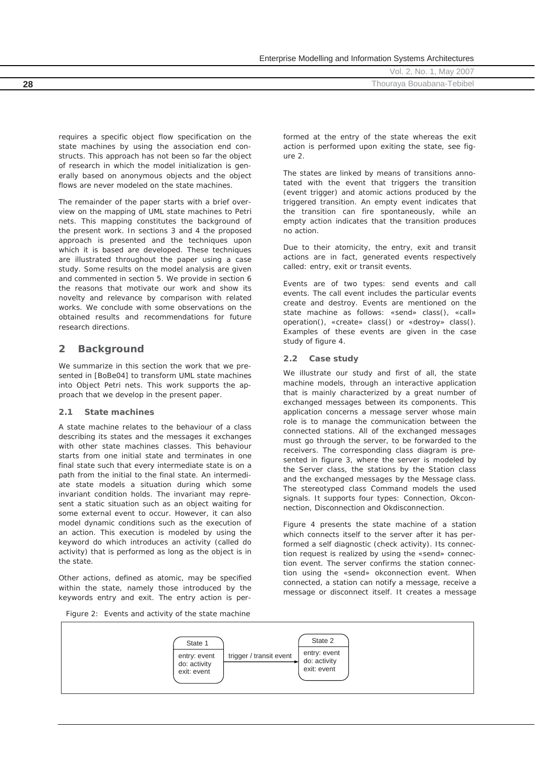requires a specific object flow specification on the state machines by using the association end constructs. This approach has not been so far the object of research in which the model initialization is generally based on anonymous objects and the object flows are never modeled on the state machines.

The remainder of the paper starts with a brief overview on the mapping of UML state machines to Petri nets. This mapping constitutes the background of the present work. In sections 3 and 4 the proposed approach is presented and the techniques upon which it is based are developed. These techniques are illustrated throughout the paper using a case study. Some results on the model analysis are given and commented in section 5. We provide in section 6 the reasons that motivate our work and show its novelty and relevance by comparison with related works. We conclude with some observations on the obtained results and recommendations for future research directions.

## 2 Background

We summarize in this section the work that we presented in [BoBe04] to transform UML state machines into Object Petri nets. This work supports the approach that we develop in the present paper.

### 2.1 State machines

A state machine relates to the behaviour of a class describing its states and the messages it exchanges with other state machines classes. This behaviour starts from one initial state and terminates in one final state such that every intermediate state is on a path from the initial to the final state. An intermediate state models a situation during which some invariant condition holds. The invariant may represent a static situation such as an object waiting for some external event to occur. However, it can also model dynamic conditions such as the execution of an action. This execution is modeled by using the keyword do which introduces an activity (called do activity) that is performed as long as the object is in the state.

Other actions, defined as atomic, may be specified within the state, namely those introduced by the keywords entry and exit. The entry action is performed at the entry of the state whereas the exit action is performed upon exiting the state, see figure 2.

Figure 2: Events and activity of the state machine

The states are linked by means of transitions annotated with the event that triggers the transition (event trigger) and atomic actions produced by the triggered transition. An empty event indicates that the transition can fire spontaneously, while an empty action indicates that the transition produces no action.

Due to their atomicity, the entry, exit and transit actions are in fact, generated events respectively called: entry, exit or transit events.

Events are of two types: send events and call events. The call event includes the particular events create and destroy. Events are mentioned on the state machine as follows: «send» class(), «call» operation(), «create» class() or «destroy» class(). Examples of these events are given in the case study of figure 4.

### 2.2 Case study

We illustrate our study and first of all, the state machine models, through an interactive application that is mainly characterized by a great number of exchanged messages between its components. This application concerns a message server whose main role is to manage the communication between the connected stations. All of the exchanged messages must go through the server, to be forwarded to the receivers. The corresponding class diagram is presented in figure 3, where the server is modeled by the Server class, the stations by the Station class and the exchanged messages by the Message class. The stereotyped class Command models the used signals. It supports four types: Connection, Okconnection, Disconnection and Okdisconnection.

Figure 4 presents the state machine of a station which connects itself to the server after it has performed a self diagnostic (check activity). Its connection request is realized by using the «send» connection event. The server confirms the station connection using the «send» okconnection event. When connected, a station can notify a message, receive a message or disconnect itself. It creates a message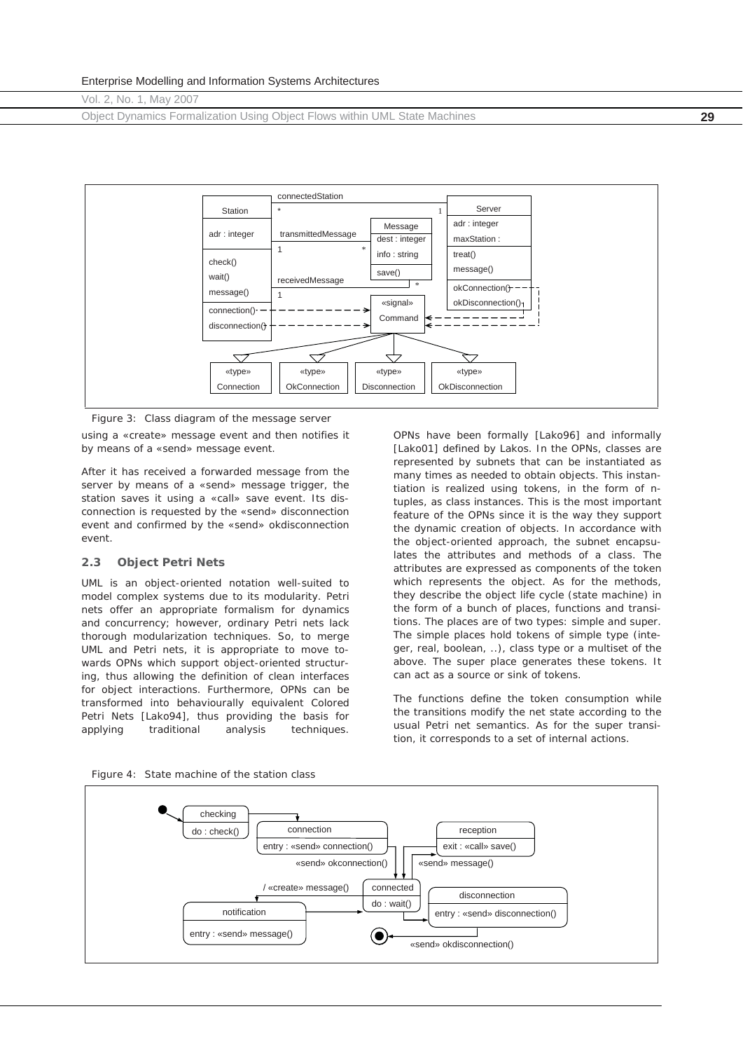Figure 3: Class diagram of the message server

using a «create» message event and then notifies it by means of a «send» message event.

After it has received a forwarded message from the server by means of a «send» message trigger, the station saves it using a «call» save event. Its disconnection is requested by the «send» disconnection event and confirmed by the «send» okdisconnection event.

### 2.3 Object Petri Nets

UML is an object-oriented notation well-suited to model complex systems due to its modularity. Petri nets offer an appropriate formalism for dynamics and concurrency; however, ordinary Petri nets lack thorough modularization techniques. So, to merge UML and Petri nets, it is appropriate to move towards OPNs which support object-oriented structuring, thus allowing the definition of clean interfaces for object interactions. Furthermore, OPNs can be transformed into behaviourally equivalent Colored Petri Nets [Lako94], thus providing the basis for applying traditional analysis techniques. OPNs have been formally [Lako96] and informally [Lako01] defined by Lakos. In the OPNs, classes are represented by subnets that can be instantiated as many times as needed to obtain objects. This instantiation is realized using tokens, in the form of n-tuples, as class instances. This is the most important feature of the OPNs since it is the way they support the dynamic creation of objects. In accordance with the object-oriented approach, the subnet encapsulates the attributes and methods of a class. The attributes are expressed as components of the token which represents the object. As for the methods, they describe the object life cycle (state machine) in the form of a bunch of places, functions and transitions. The places are of two types: simple and super. The simple places hold tokens of simple type (integer, real, boolean, ..), class type or a multiset of the above. The super place generates these tokens. It can act as a source or sink of tokens.

The functions define the token consumption while the transitions modify the net state according to the usual Petri net semantics. As for the super transition, it corresponds to a set of internal actions.

Figure 4: State machine of the station class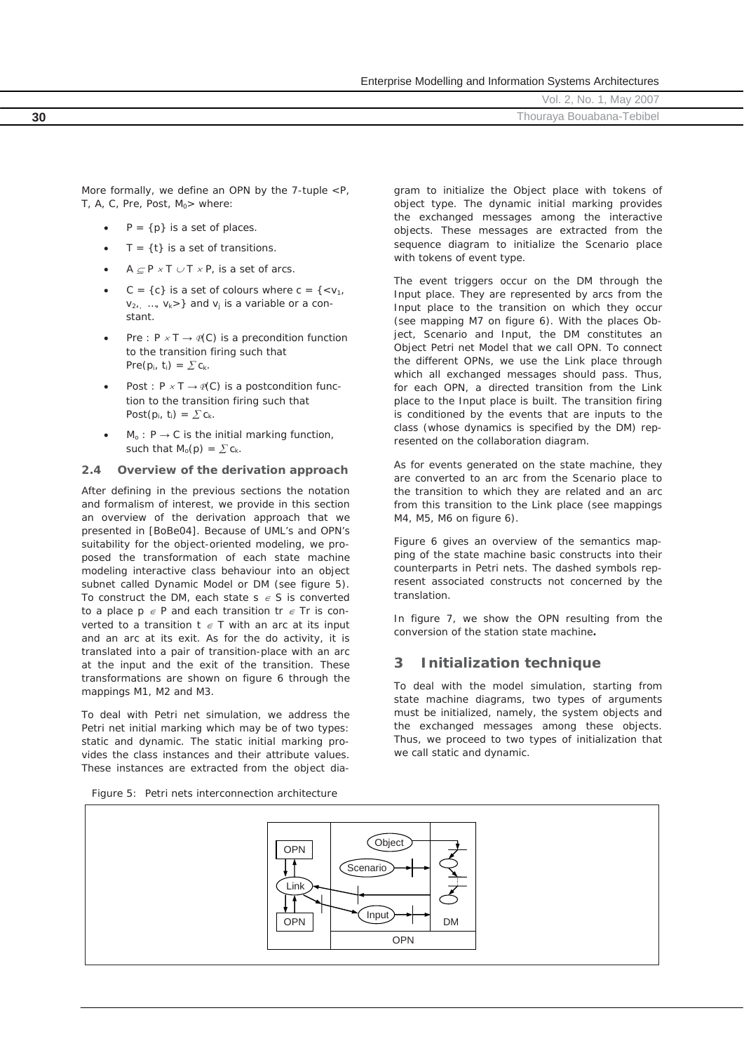More formally, we define an OPN by the 7-tuple <P, T, A, C, Pre, Post, $M_0$> where:

- $P = \{p\}$ is a set of places.
- $T = \{t\}$ is a set of transitions.
- $A \subseteq P \times T \cup T \times P$, is a set of arcs.
- $C = \{c\}$ is a set of colours where $c = \{<v_1, v_2, \ldots, v_k>\}$ and $v_j$ is a variable or a constant.
- Pre : $P \times T \rightarrow \mathcal{P}(C)$ is a precondition function to the transition firing such that $Pre(p_i, t_i) = \sum c_k$.
- Post : $P \times T \rightarrow \mathcal{P}(C)$ is a postcondition function to the transition firing such that $Post(p_i, t_i) = \sum c_k$.
- $M_o : P \rightarrow C$ is the initial marking function, such that $M_o(p) = \sum c_k$.

### 2.4 Overview of the derivation approach

After defining in the previous sections the notation and formalism of interest, we provide in this section an overview of the derivation approach that we presented in [BoBe04]. Because of UML's and OPN's suitability for the object-oriented modeling, we proposed the transformation of each state machine modeling interactive class behaviour into an object subnet called Dynamic Model or DM (see figure 5). To construct the DM, each state $s \in S$ is converted to a place $p \in P$ and each transition $tr \in Tr$ is converted to a transition $t \in T$ with an arc at its input and an arc at its exit. As for the do activity, it is translated into a pair of transition-place with an arc at the input and the exit of the transition. These transformations are shown on figure 6 through the mappings M1, M2 and M3.

To deal with Petri net simulation, we address the Petri net initial marking which may be of two types: static and dynamic. The static initial marking provides the class instances and their attribute values. These instances are extracted from the object diagram to initialize the Object place with tokens of object type. The dynamic initial marking provides the exchanged messages among the interactive objects. These messages are extracted from the sequence diagram to initialize the Scenario place with tokens of event type.

The event triggers occur on the DM through the Input place. They are represented by arcs from the Input place to the transition on which they occur (see mapping M7 on figure 6). With the places Object, Scenario and Input, the DM constitutes an Object Petri net Model that we call OPN. To connect the different OPNs, we use the Link place through which all exchanged messages should pass. Thus, for each OPN, a directed transition from the Link place to the Input place is built. The transition firing is conditioned by the events that are inputs to the class (whose dynamics is specified by the DM) represented on the collaboration diagram.

As for events generated on the state machine, they are converted to an arc from the Scenario place to the transition to which they are related and an arc from this transition to the Link place (see mappings M4, M5, M6 on figure 6).

Figure 6 gives an overview of the semantics mapping of the state machine basic constructs into their counterparts in Petri nets. The dashed symbols represent associated constructs not concerned by the translation.

In figure 7, we show the OPN resulting from the conversion of the station state machine**.**

## 3 Initialization technique

To deal with the model simulation, starting from state machine diagrams, two types of arguments must be initialized, namely, the system objects and the exchanged messages among these objects. Thus, we proceed to two types of initialization that we call static and dynamic.

Figure 5: Petri nets interconnection architecture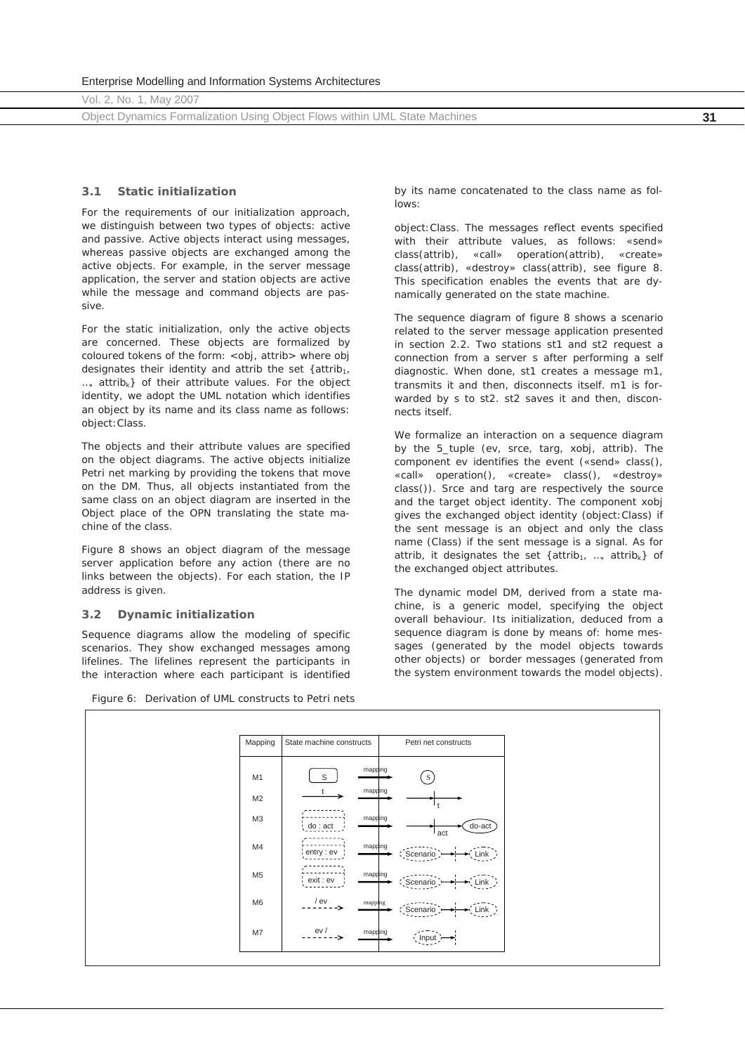### 3.1 Static initialization

For the requirements of our initialization approach, we distinguish between two types of objects: active and passive. Active objects interact using messages, whereas passive objects are exchanged among the active objects. For example, in the server message application, the server and station objects are active while the message and command objects are passive.

For the static initialization, only the active objects are concerned. These objects are formalized by coloured tokens of the form: <obj, attrib> where obj designates their identity and attrib the set {$attrib_1$, ..., $attrib_k$} of their attribute values. For the object identity, we adopt the UML notation which identifies an object by its name and its class name as follows: object:Class.

The objects and their attribute values are specified on the object diagrams. The active objects initialize Petri net marking by providing the tokens that move on the DM. Thus, all objects instantiated from the same class on an object diagram are inserted in the Object place of the OPN translating the state machine of the class.

Figure 8 shows an object diagram of the message server application before any action (there are no links between the objects). For each station, the IP address is given.

### 3.2 Dynamic initialization

Sequence diagrams allow the modeling of specific scenarios. They show exchanged messages among lifelines. The lifelines represent the participants in the interaction where each participant is identified by its name concatenated to the class name as follows:

object:Class. The messages reflect events specified with their attribute values, as follows: «send» class(attrib), «call» operation(attrib), «create» class(attrib), «destroy» class(attrib), see figure 8. This specification enables the events that are dynamically generated on the state machine.

The sequence diagram of figure 8 shows a scenario related to the server message application presented in section 2.2. Two stations st1 and st2 request a connection from a server s after performing a self diagnostic. When done, st1 creates a message m1, transmits it and then, disconnects itself. m1 is forwarded by s to st2. st2 saves it and then, disconnects itself.

We formalize an interaction on a sequence diagram by the 5_tuple (ev, srce, targ, xobj, attrib). The component ev identifies the event («send» class(), «call» operation(), «create» class(), «destroy» class()). Srce and targ are respectively the source and the target object identity. The component xobj gives the exchanged object identity (object:Class) if the sent message is an object and only the class name (Class) if the sent message is a signal. As for attrib, it designates the set {$attrib_1$, ..., $attrib_k$} of the exchanged object attributes.

The dynamic model DM, derived from a state machine, is a generic model, specifying the object overall behaviour. Its initialization, deduced from a sequence diagram is done by means of: home messages (generated by the model objects towards other objects) or border messages (generated from the system environment towards the model objects).

Figure 6: Derivation of UML constructs to Petri nets

| Mapping | State machine constructs | Petri net constructs |
|---|---|---|
| M1 | S | S |
| M2 | t | t |
| M3 | do : act | act → do-act |
| M4 | entry : ev | Scenario → Link |
| M5 | exit : ev | Scenario → Link |
| M6 | / ev | Scenario → Link |
| M7 | ev / | Input → |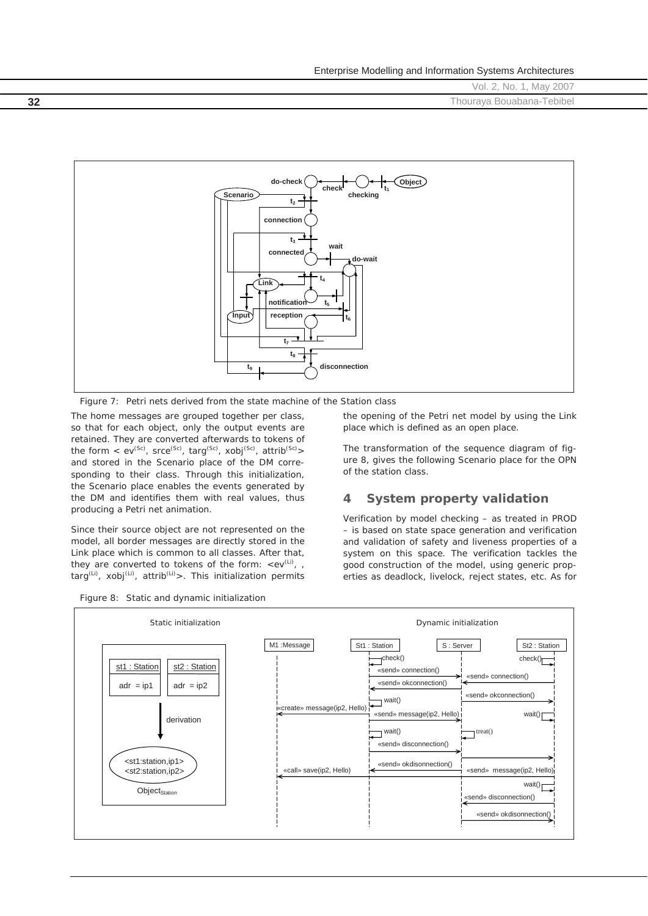Figure 7: Petri nets derived from the state machine of the Station class

The home messages are grouped together per class, so that for each object, only the output events are retained. They are converted afterwards to tokens of the form < $ev^{(Sc)}$, $srce^{(Sc)}$, $targ^{(Sc)}$, $xobj^{(Sc)}$, $attrib^{(Sc)}$> and stored in the Scenario place of the DM corresponding to their class. Through this initialization, the Scenario place enables the events generated by the DM and identifies them with real values, thus producing a Petri net animation.

Since their source object are not represented on the model, all border messages are directly stored in the Link place which is common to all classes. After that, they are converted to tokens of the form: <$ev^{(Li)}$, , $targ^{(Li)}$, $xobj^{(Li)}$, $attrib^{(Li)}$>. This initialization permits the opening of the Petri net model by using the Link place which is defined as an open place.

The transformation of the sequence diagram of figure 8, gives the following Scenario place for the OPN of the station class.

## 4 System property validation

Verification by model checking – as treated in PROD – is based on state space generation and verification and validation of safety and liveness properties of a system on this space. The verification tackles the good construction of the model, using generic properties as deadlock, livelock, reject states, etc. As for

Figure 8: Static and dynamic initialization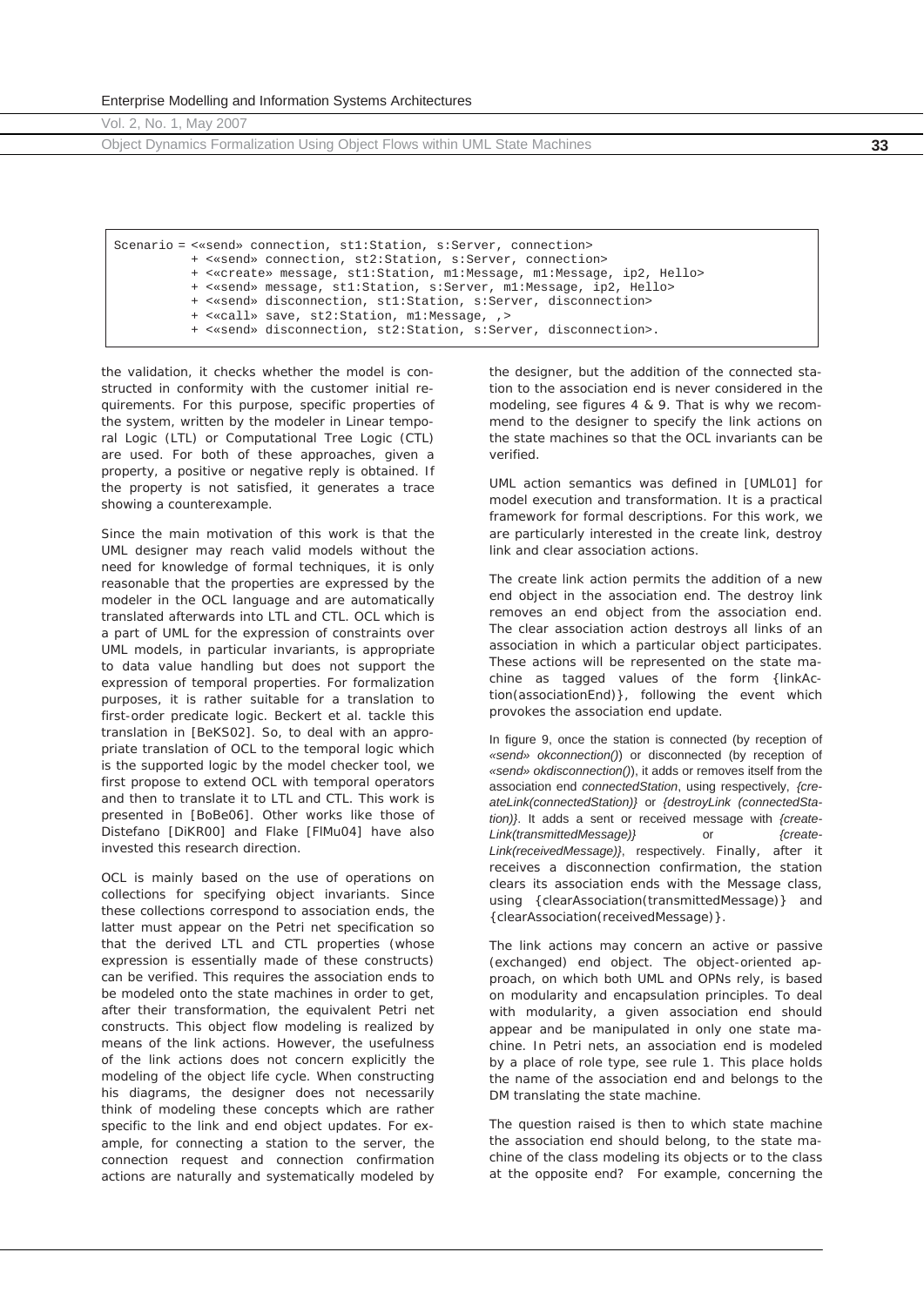```
Scenario = <«send» connection, st1:Station, s:Server, connection>
          + <«send» connection, st2:Station, s:Server, connection>
          + <«create» message, st1:Station, m1:Message, m1:Message, ip2, Hello>
          + <«send» message, st1:Station, s:Server, m1:Message, ip2, Hello>
          + <«send» disconnection, st1:Station, s:Server, disconnection>
          + <«call» save, st2:Station, m1:Message, ,>
          + <«send» disconnection, st2:Station, s:Server, disconnection>.
```

the validation, it checks whether the model is constructed in conformity with the customer initial requirements. For this purpose, specific properties of the system, written by the modeler in Linear temporal Logic (LTL) or Computational Tree Logic (CTL) are used. For both of these approaches, given a property, a positive or negative reply is obtained. If the property is not satisfied, it generates a trace showing a counterexample.

Since the main motivation of this work is that the UML designer may reach valid models without the need for knowledge of formal techniques, it is only reasonable that the properties are expressed by the modeler in the OCL language and are automatically translated afterwards into LTL and CTL. OCL which is a part of UML for the expression of constraints over UML models, in particular invariants, is appropriate to data value handling but does not support the expression of temporal properties. For formalization purposes, it is rather suitable for a translation to first-order predicate logic. Beckert et al. tackle this translation in [BeKS02]. So, to deal with an appropriate translation of OCL to the temporal logic which is the supported logic by the model checker tool, we first propose to extend OCL with temporal operators and then to translate it to LTL and CTL. This work is presented in [BoBe06]. Other works like those of Distefano [DiKR00] and Flake [FlMu04] have also invested this research direction.

OCL is mainly based on the use of operations on collections for specifying object invariants. Since these collections correspond to association ends, the latter must appear on the Petri net specification so that the derived LTL and CTL properties (whose expression is essentially made of these constructs) can be verified. This requires the association ends to be modeled onto the state machines in order to get, after their transformation, the equivalent Petri net constructs. This object flow modeling is realized by means of the link actions. However, the usefulness of the link actions does not concern explicitly the modeling of the object life cycle. When constructing his diagrams, the designer does not necessarily think of modeling these concepts which are rather specific to the link and end object updates. For example, for connecting a station to the server, the connection request and connection confirmation actions are naturally and systematically modeled by the designer, but the addition of the connected station to the association end is never considered in the modeling, see figures 4 & 9. That is why we recommend to the designer to specify the link actions on the state machines so that the OCL invariants can be verified.

UML action semantics was defined in [UML01] for model execution and transformation. It is a practical framework for formal descriptions. For this work, we are particularly interested in the create link, destroy link and clear association actions.

The create link action permits the addition of a new end object in the association end. The destroy link removes an end object from the association end. The clear association action destroys all links of an association in which a particular object participates. These actions will be represented on the state machine as tagged values of the form {linkAction(associationEnd)}, following the event which provokes the association end update.

In figure 9, once the station is connected (by reception of *«send» okconnection()*) or disconnected (by reception of *«send» okdisconnection()*), it adds or removes itself from the association end *connectedStation*, using respectively, *{createLink(connectedStation)}* or *{destroyLink (connectedStation)}*. It adds a sent or received message with *{createLink(transmittedMessage)}* or *{createLink(receivedMessage)}*, respectively. Finally, after it receives a disconnection confirmation, the station clears its association ends with the Message class, using {clearAssociation(transmittedMessage)} and {clearAssociation(receivedMessage)}.

The link actions may concern an active or passive (exchanged) end object. The object-oriented approach, on which both UML and OPNs rely, is based on modularity and encapsulation principles. To deal with modularity, a given association end should appear and be manipulated in only one state machine. In Petri nets, an association end is modeled by a place of role type, see rule 1. This place holds the name of the association end and belongs to the DM translating the state machine.

The question raised is then to which state machine the association end should belong, to the state machine of the class modeling its objects or to the class at the opposite end? For example, concerning the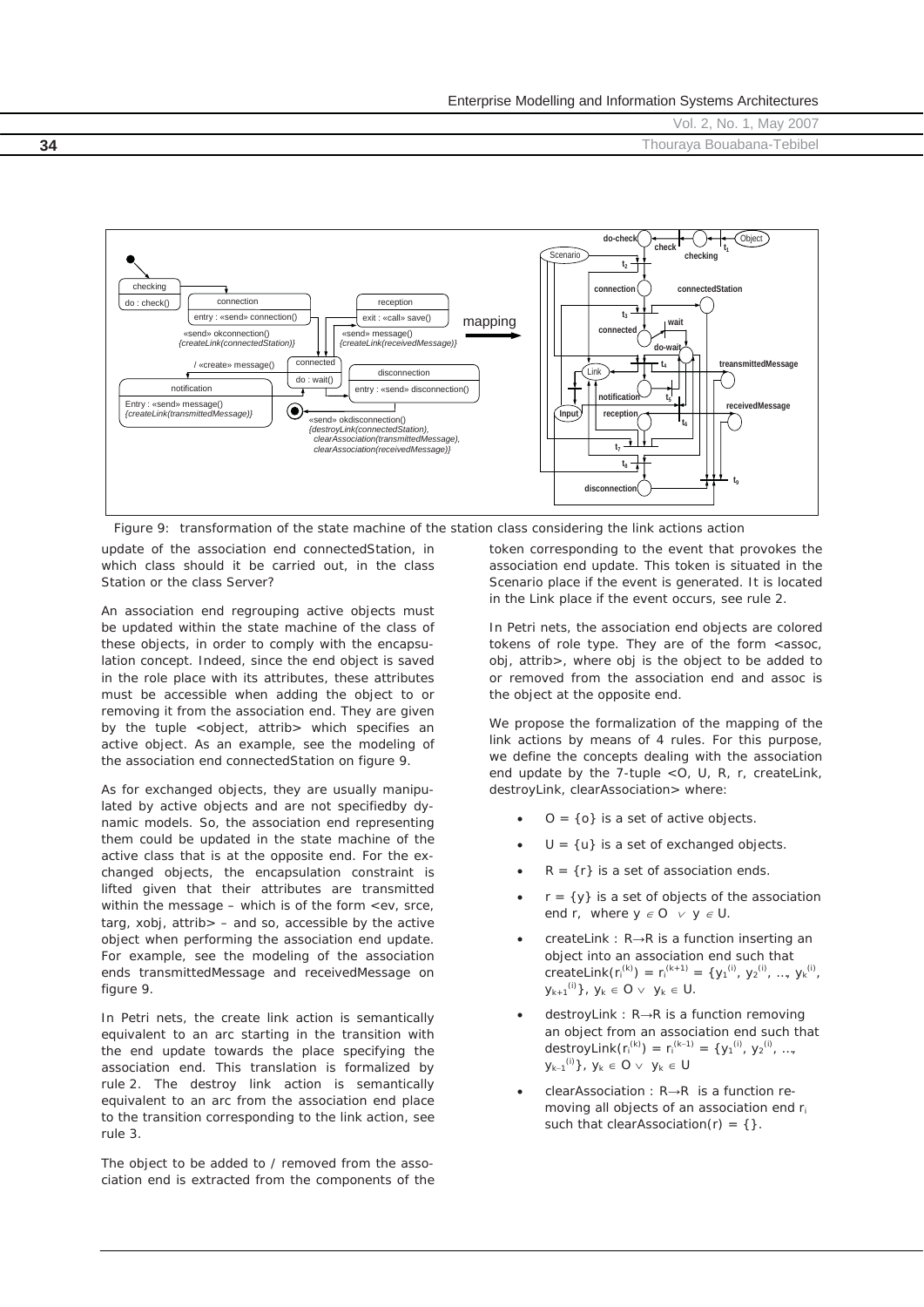Figure 9: transformation of the state machine of the station class considering the link actions action

update of the association end connectedStation, in which class should it be carried out, in the class Station or the class Server?

An association end regrouping active objects must be updated within the state machine of the class of these objects, in order to comply with the encapsulation concept. Indeed, since the end object is saved in the role place with its attributes, these attributes must be accessible when adding the object to or removing it from the association end. They are given by the tuple <object, attrib> which specifies an active object. As an example, see the modeling of the association end connectedStation on figure 9.

As for exchanged objects, they are usually manipulated by active objects and are not specifiedby dynamic models. So, the association end representing them could be updated in the state machine of the active class that is at the opposite end. For the exchanged objects, the encapsulation constraint is lifted given that their attributes are transmitted within the message – which is of the form <ev, srce, targ, xobj, attrib> – and so, accessible by the active object when performing the association end update. For example, see the modeling of the association ends transmittedMessage and receivedMessage on figure 9.

In Petri nets, the create link action is semantically equivalent to an arc starting in the transition with the end update towards the place specifying the association end. This translation is formalized by rule 2. The destroy link action is semantically equivalent to an arc from the association end place to the transition corresponding to the link action, see rule 3.

The object to be added to / removed from the association end is extracted from the components of the token corresponding to the event that provokes the association end update. This token is situated in the Scenario place if the event is generated. It is located in the Link place if the event occurs, see rule 2.

In Petri nets, the association end objects are colored tokens of role type. They are of the form <assoc, obj, attrib>, where obj is the object to be added to or removed from the association end and assoc is the object at the opposite end.

We propose the formalization of the mapping of the link actions by means of 4 rules. For this purpose, we define the concepts dealing with the association end update by the 7-tuple <O, U, R, r, createLink, destroyLink, clearAssociation> where:

- $O = \{o\}$ is a set of active objects.
- $U = \{u\}$ is a set of exchanged objects.
- $R = \{r\}$ is a set of association ends.
- $r = \{y\}$ is a set of objects of the association end r, where $y \in O \lor y \in U$.
- createLink : $R \rightarrow R$ is a function inserting an object into an association end such that createLink$(r_i^{(k)}) = r_i^{(k+1)} = \{y_1^{(i)}, y_2^{(i)}, \ldots, y_k^{(i)}, y_{k+1}^{(i)}\}$, $y_k \in O \lor y_k \in U$.
- destroyLink : $R \rightarrow R$ is a function removing an object from an association end such that destroyLink$(r_i^{(k)}) = r_i^{(k-1)} = \{y_1^{(i)}, y_2^{(i)}, \ldots, y_{k-1}^{(i)}\}$, $y_k \in O \lor y_k \in U$
- clearAssociation : $R \rightarrow R$ is a function removing all objects of an association end $r_i$ such that clearAssociation$(r) = \{\}$.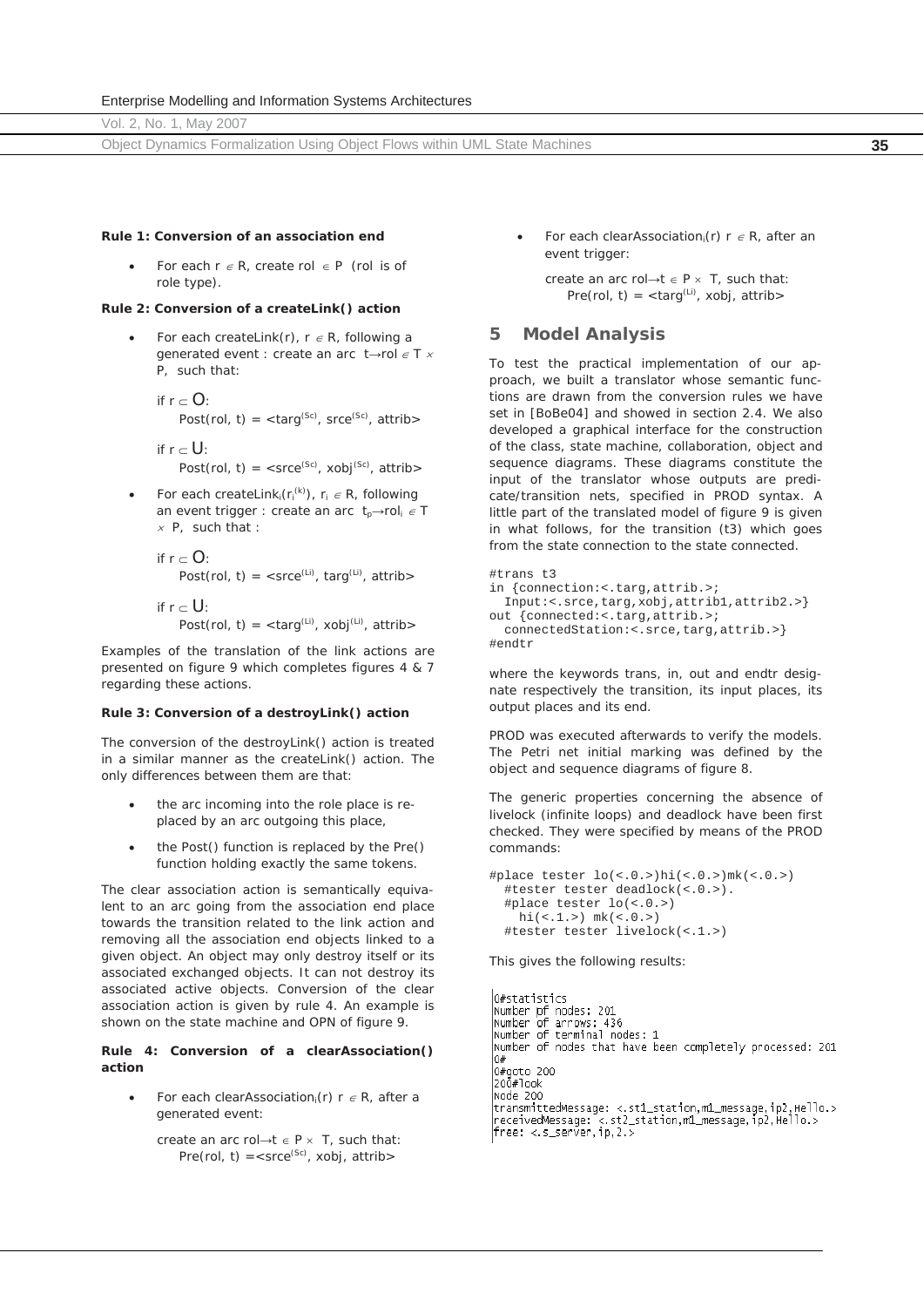**Rule 1: Conversion of an association end**

- For each $r \in R$, create $rol \in P$ (rol is of role type).

**Rule 2: Conversion of a createLink() action**

- For each createLink(r), $r \in R$, following a generated event : create an arc $t \rightarrow rol \in T \times P$, such that:

  if $r \subset O$:
  $Post(rol, t) = <targ^{(Sc)}, srce^{(Sc)}, attrib>$

  if $r \subset U$:
  $Post(rol, t) = <srce^{(Sc)}, xobj^{(Sc)}, attrib>$

- For each $createLink_i(r_i^{(k)})$, $r_i \in R$, following an event trigger : create an arc $t_p \rightarrow rol_i \in T \times P$, such that :

  if $r \subset O$:
  $Post(rol, t) = <srce^{(Li)}, targ^{(Li)}, attrib>$

  if $r \subset U$:
  $Post(rol, t) = <targ^{(Li)}, xobj^{(Li)}, attrib>$

Examples of the translation of the link actions are presented on figure 9 which completes figures 4 & 7 regarding these actions.

**Rule 3: Conversion of a destroyLink() action**

The conversion of the destroyLink() action is treated in a similar manner as the createLink() action. The only differences between them are that:

- the arc incoming into the role place is replaced by an arc outgoing this place,
- the Post() function is replaced by the Pre() function holding exactly the same tokens.

The clear association action is semantically equivalent to an arc going from the association end place towards the transition related to the link action and removing all the association end objects linked to a given object. An object may only destroy itself or its associated exchanged objects. It can not destroy its associated active objects. Conversion of the clear association action is given by rule 4. An example is shown on the state machine and OPN of figure 9.

**Rule 4: Conversion of a clearAssociation() action**

- For each $clearAssociation_i(r)$ $r \in R$, after a generated event:

  create an arc $rol \rightarrow t \in P \times T$, such that:
  $Pre(rol, t) = <srce^{(Sc)}, xobj, attrib>$

- For each $clearAssociation_i(r)$ $r \in R$, after an event trigger:

  create an arc $rol \rightarrow t \in P \times T$, such that:
  $Pre(rol, t) = <targ^{(Li)}, xobj, attrib>$

## 5 Model Analysis

To test the practical implementation of our approach, we built a translator whose semantic functions are drawn from the conversion rules we have set in [BoBe04] and showed in section 2.4. We also developed a graphical interface for the construction of the class, state machine, collaboration, object and sequence diagrams. These diagrams constitute the input of the translator whose outputs are predicate/transition nets, specified in PROD syntax. A little part of the translated model of figure 9 is given in what follows, for the transition (t3) which goes from the state connection to the state connected.

```
#trans t3
in {connection:<.targ,attrib.>;
  Input:<.srce,targ,xobj,attrib1,attrib2.>}
out {connected:<.targ,attrib.>;
  connectedStation:<.srce,targ,attrib.>}
#endtr
```

where the keywords trans, in, out and endtr designate respectively the transition, its input places, its output places and its end.

PROD was executed afterwards to verify the models. The Petri net initial marking was defined by the object and sequence diagrams of figure 8.

The generic properties concerning the absence of livelock (infinite loops) and deadlock have been first checked. They were specified by means of the PROD commands:

```
#place tester lo(<.0.>)hi(<.0.>)mk(<.0.>)
  #tester tester deadlock(<.0.>).
  #place tester lo(<.0.>)
    hi(<.1.>) mk(<.0.>)
  #tester tester livelock(<.1.>)
```

This gives the following results:

```
0#statistics
Number of nodes: 201
Number of arrows: 436
Number of terminal nodes: 1
Number of nodes that have been completely processed: 201
0#
0#goto 200
200#look
Node 200
transmittedMessage: <.st1_station,m1_message,ip2,Hello.>
receivedMessage: <.st2_station,m1_message,ip2,Hello.>
free: <.s_server,ip,2.>
```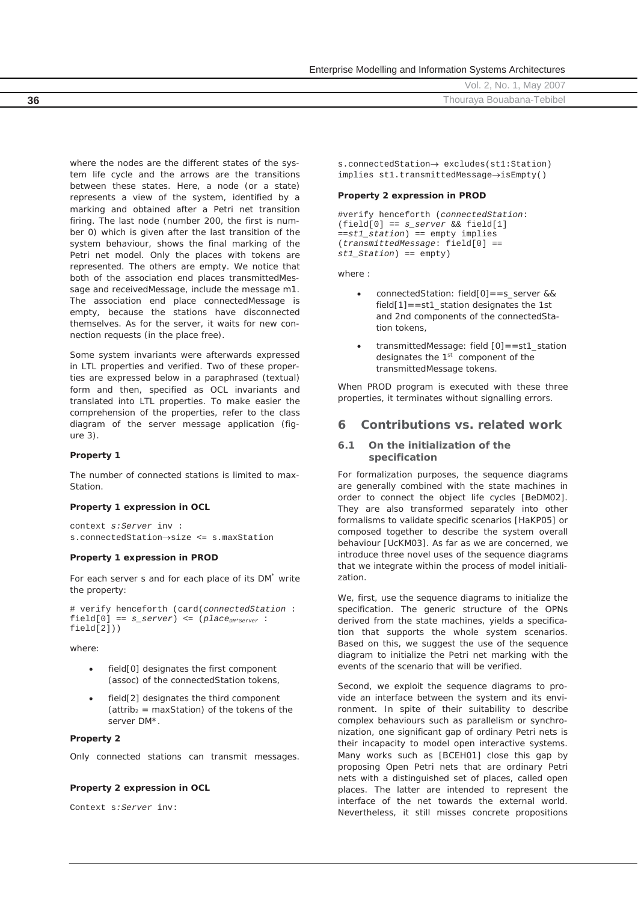where the nodes are the different states of the system life cycle and the arrows are the transitions between these states. Here, a node (or a state) represents a view of the system, identified by a marking and obtained after a Petri net transition firing. The last node (number 200, the first is number 0) which is given after the last transition of the system behaviour, shows the final marking of the Petri net model. Only the places with tokens are represented. The others are empty. We notice that both of the association end places transmittedMessage and receivedMessage, include the message m1. The association end place connectedMessage is empty, because the stations have disconnected themselves. As for the server, it waits for new connection requests (in the place free).

Some system invariants were afterwards expressed in LTL properties and verified. Two of these properties are expressed below in a paraphrased (textual) form and then, specified as OCL invariants and translated into LTL properties. To make easier the comprehension of the properties, refer to the class diagram of the server message application (figure 3).

**Property 1**

The number of connected stations is limited to maxStation.

**Property 1 expression in OCL**

```
context s:Server inv :
s.connectedStation→size <= s.maxStation
```

**Property 1 expression in PROD**

For each server s and for each place of its DM* write the property:

```
# verify henceforth (card(connectedStation :
field[0] == s_server) <= (place_DM*Server :
field[2]))
```

where:

- field[0] designates the first component (assoc) of the connectedStation tokens,
- field[2] designates the third component ($attrib_2$ = maxStation) of the tokens of the server DM*.

**Property 2**

Only connected stations can transmit messages.

**Property 2 expression in OCL**

```
Context s:Server inv:
s.connectedStation→ excludes(st1:Station)
implies st1.transmittedMessage→isEmpty()
```

**Property 2 expression in PROD**

```
#verify henceforth (connectedStation:
(field[0] == s_server && field[1]
==st1_station) == empty implies
(transmittedMessage: field[0] ==
st1_Station) == empty)
```

where :

- connectedStation: field[0]==s_server && field[1]==st1_station designates the 1st and 2nd components of the connectedStation tokens,
- transmittedMessage: field [0]==st1_station designates the 1st component of the transmittedMessage tokens.

When PROD program is executed with these three properties, it terminates without signalling errors.

## 6 Contributions vs. related work

### 6.1 On the initialization of the specification

For formalization purposes, the sequence diagrams are generally combined with the state machines in order to connect the object life cycles [BeDM02]. They are also transformed separately into other formalisms to validate specific scenarios [HaKP05] or composed together to describe the system overall behaviour [UcKM03]. As far as we are concerned, we introduce three novel uses of the sequence diagrams that we integrate within the process of model initialization.

We, first, use the sequence diagrams to initialize the specification. The generic structure of the OPNs derived from the state machines, yields a specification that supports the whole system scenarios. Based on this, we suggest the use of the sequence diagram to initialize the Petri net marking with the events of the scenario that will be verified.

Second, we exploit the sequence diagrams to provide an interface between the system and its environment. In spite of their suitability to describe complex behaviours such as parallelism or synchronization, one significant gap of ordinary Petri nets is their incapacity to model open interactive systems. Many works such as [BCEH01] close this gap by proposing Open Petri nets that are ordinary Petri nets with a distinguished set of places, called open places. The latter are intended to represent the interface of the net towards the external world. Nevertheless, it still misses concrete propositions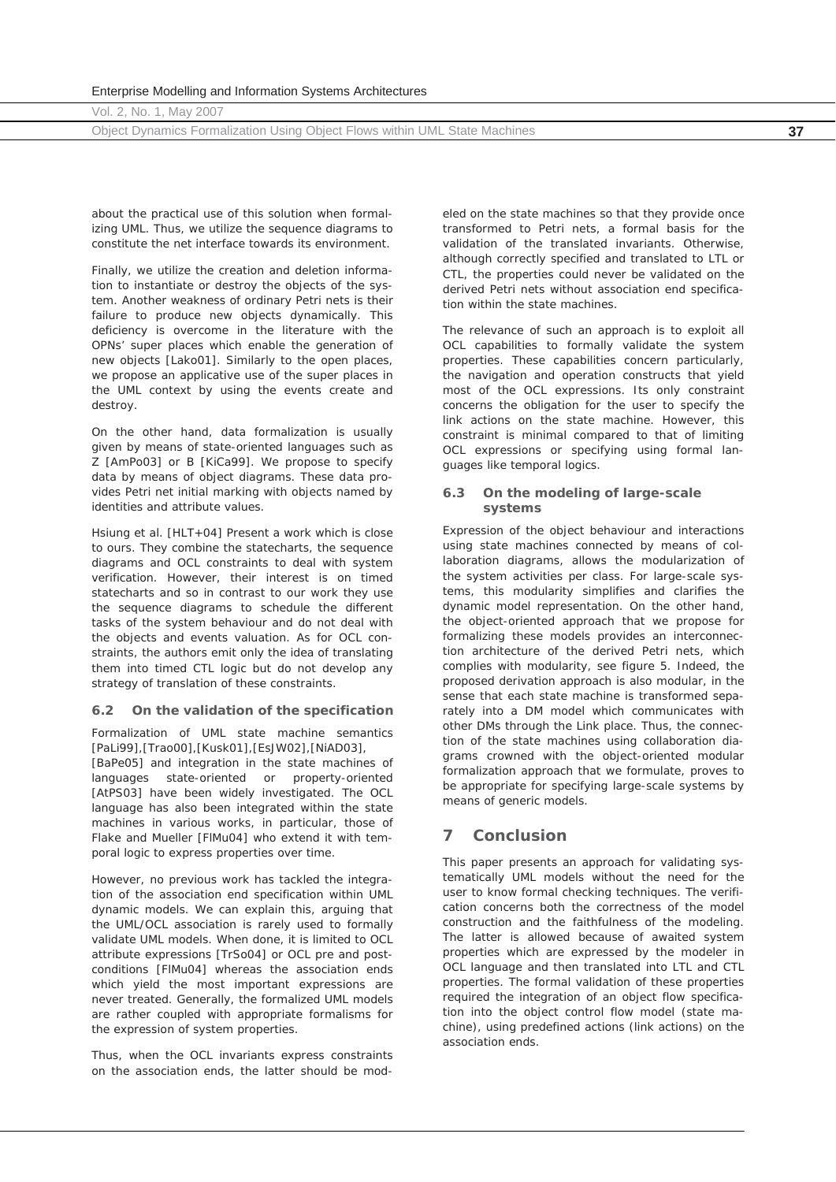about the practical use of this solution when formalizing UML. Thus, we utilize the sequence diagrams to constitute the net interface towards its environment.

Finally, we utilize the creation and deletion information to instantiate or destroy the objects of the system. Another weakness of ordinary Petri nets is their failure to produce new objects dynamically. This deficiency is overcome in the literature with the OPNs' super places which enable the generation of new objects [Lako01]. Similarly to the open places, we propose an applicative use of the super places in the UML context by using the events create and destroy.

On the other hand, data formalization is usually given by means of state-oriented languages such as Z [AmPo03] or B [KiCa99]. We propose to specify data by means of object diagrams. These data provides Petri net initial marking with objects named by identities and attribute values.

Hsiung et al. [HLT+04] Present a work which is close to ours. They combine the statecharts, the sequence diagrams and OCL constraints to deal with system verification. However, their interest is on timed statecharts and so in contrast to our work they use the sequence diagrams to schedule the different tasks of the system behaviour and do not deal with the objects and events valuation. As for OCL constraints, the authors emit only the idea of translating them into timed CTL logic but do not develop any strategy of translation of these constraints.

### 6.2 On the validation of the specification

Formalization of UML state machine semantics [PaLi99],[Trao00],[Kusk01],[EsJW02],[NiAD03], [BaPe05] and integration in the state machines of languages state-oriented or property-oriented [AtPS03] have been widely investigated. The OCL language has also been integrated within the state machines in various works, in particular, those of Flake and Mueller [FlMu04] who extend it with temporal logic to express properties over time.

However, no previous work has tackled the integration of the association end specification within UML dynamic models. We can explain this, arguing that the UML/OCL association is rarely used to formally validate UML models. When done, it is limited to OCL attribute expressions [TrSo04] or OCL pre and postconditions [FlMu04] whereas the association ends which yield the most important expressions are never treated. Generally, the formalized UML models are rather coupled with appropriate formalisms for the expression of system properties.

Thus, when the OCL invariants express constraints on the association ends, the latter should be modeled on the state machines so that they provide once transformed to Petri nets, a formal basis for the validation of the translated invariants. Otherwise, although correctly specified and translated to LTL or CTL, the properties could never be validated on the derived Petri nets without association end specification within the state machines.

The relevance of such an approach is to exploit all OCL capabilities to formally validate the system properties. These capabilities concern particularly, the navigation and operation constructs that yield most of the OCL expressions. Its only constraint concerns the obligation for the user to specify the link actions on the state machine. However, this constraint is minimal compared to that of limiting OCL expressions or specifying using formal languages like temporal logics.

### 6.3 On the modeling of large-scale systems

Expression of the object behaviour and interactions using state machines connected by means of collaboration diagrams, allows the modularization of the system activities per class. For large-scale systems, this modularity simplifies and clarifies the dynamic model representation. On the other hand, the object-oriented approach that we propose for formalizing these models provides an interconnection architecture of the derived Petri nets, which complies with modularity, see figure 5. Indeed, the proposed derivation approach is also modular, in the sense that each state machine is transformed separately into a DM model which communicates with other DMs through the Link place. Thus, the connection of the state machines using collaboration diagrams crowned with the object-oriented modular formalization approach that we formulate, proves to be appropriate for specifying large-scale systems by means of generic models.

## 7 Conclusion

This paper presents an approach for validating systematically UML models without the need for the user to know formal checking techniques. The verification concerns both the correctness of the model construction and the faithfulness of the modeling. The latter is allowed because of awaited system properties which are expressed by the modeler in OCL language and then translated into LTL and CTL properties. The formal validation of these properties required the integration of an object flow specification into the object control flow model (state machine), using predefined actions (link actions) on the association ends.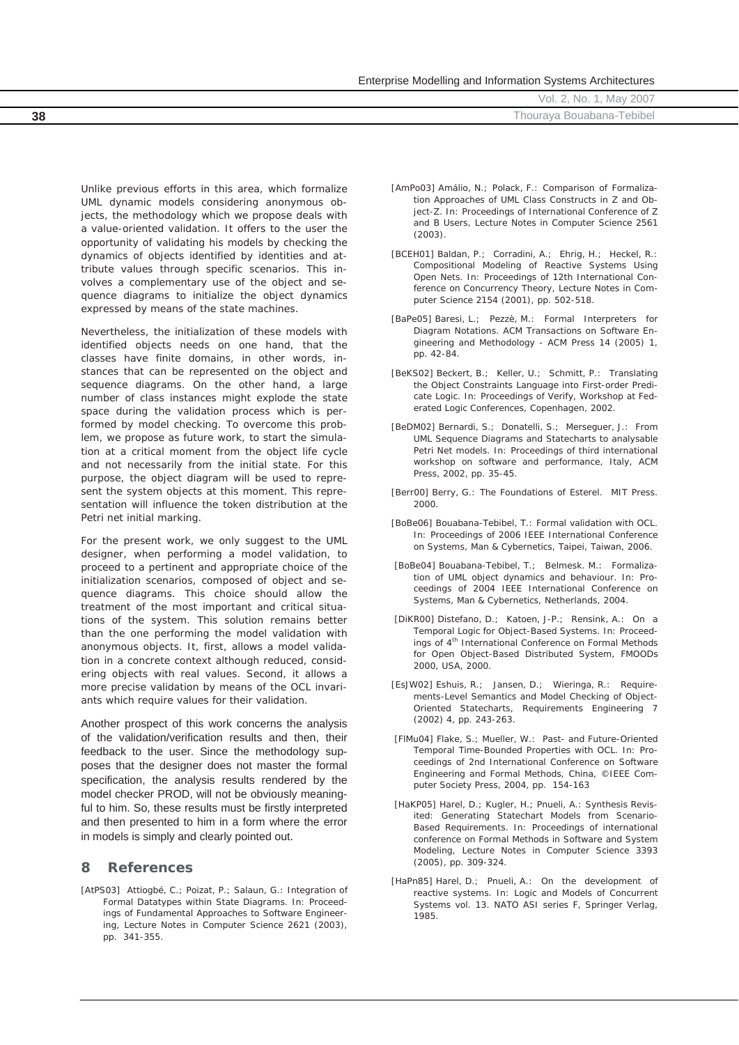Unlike previous efforts in this area, which formalize UML dynamic models considering anonymous objects, the methodology which we propose deals with a value-oriented validation. It offers to the user the opportunity of validating his models by checking the dynamics of objects identified by identities and attribute values through specific scenarios. This involves a complementary use of the object and sequence diagrams to initialize the object dynamics expressed by means of the state machines.

Nevertheless, the initialization of these models with identified objects needs on one hand, that the classes have finite domains, in other words, instances that can be represented on the object and sequence diagrams. On the other hand, a large number of class instances might explode the state space during the validation process which is performed by model checking. To overcome this problem, we propose as future work, to start the simulation at a critical moment from the object life cycle and not necessarily from the initial state. For this purpose, the object diagram will be used to represent the system objects at this moment. This representation will influence the token distribution at the Petri net initial marking.

For the present work, we only suggest to the UML designer, when performing a model validation, to proceed to a pertinent and appropriate choice of the initialization scenarios, composed of object and sequence diagrams. This choice should allow the treatment of the most important and critical situations of the system. This solution remains better than the one performing the model validation with anonymous objects. It, first, allows a model validation in a concrete context although reduced, considering objects with real values. Second, it allows a more precise validation by means of the OCL invariants which require values for their validation.

Another prospect of this work concerns the analysis of the validation/verification results and then, their feedback to the user. Since the methodology supposes that the designer does not master the formal specification, the analysis results rendered by the model checker PROD, will not be obviously meaningful to him. So, these results must be firstly interpreted and then presented to him in a form where the error in models is simply and clearly pointed out.

## 8 References

[AtPS03] Attiogbé, C.; Poizat, P.; Salaun, G.: Integration of Formal Datatypes within State Diagrams. In: Proceedings of Fundamental Approaches to Software Engineering, Lecture Notes in Computer Science 2621 (2003), pp. 341-355.

[AmPo03] Amálio, N.; Polack, F.: Comparison of Formalization Approaches of UML Class Constructs in Z and Object-Z. In: Proceedings of International Conference of Z and B Users, Lecture Notes in Computer Science 2561 (2003).

[BCEH01] Baldan, P.; Corradini, A.; Ehrig, H.; Heckel, R.: Compositional Modeling of Reactive Systems Using Open Nets. In: Proceedings of 12th International Conference on Concurrency Theory, Lecture Notes in Computer Science 2154 (2001), pp. 502-518.

[BaPe05] Baresi, L.; Pezzè, M.: Formal Interpreters for Diagram Notations. ACM Transactions on Software Engineering and Methodology - ACM Press 14 (2005) 1, pp. 42-84.

[BeKS02] Beckert, B.; Keller, U.; Schmitt, P.: Translating the Object Constraints Language into First-order Predicate Logic. In: Proceedings of Verify, Workshop at Federated Logic Conferences, Copenhagen, 2002.

[BeDM02] Bernardi, S.; Donatelli, S.; Merseguer, J.: From UML Sequence Diagrams and Statecharts to analysable Petri Net models. In: Proceedings of third international workshop on software and performance, Italy, ACM Press, 2002, pp. 35-45.

[Berr00] Berry, G.: The Foundations of Esterel. MIT Press. 2000.

[BoBe06] Bouabana-Tebibel, T.: Formal validation with OCL. In: Proceedings of 2006 IEEE International Conference on Systems, Man & Cybernetics, Taipei, Taiwan, 2006.

[BoBe04] Bouabana-Tebibel, T.; Belmesk. M.: Formalization of UML object dynamics and behaviour. In: Proceedings of 2004 IEEE International Conference on Systems, Man & Cybernetics, Netherlands, 2004.

[DiKR00] Distefano, D.; Katoen, J-P.; Rensink, A.: On a Temporal Logic for Object-Based Systems. In: Proceedings of 4th International Conference on Formal Methods for Open Object-Based Distributed System, FMOODs 2000, USA, 2000.

[EsJW02] Eshuis, R.; Jansen, D.; Wieringa, R.: Requirements-Level Semantics and Model Checking of Object-Oriented Statecharts, Requirements Engineering 7 (2002) 4, pp. 243-263.

[FlMu04] Flake, S.; Mueller, W.: Past- and Future-Oriented Temporal Time-Bounded Properties with OCL. In: Proceedings of 2nd International Conference on Software Engineering and Formal Methods, China, ©IEEE Computer Society Press, 2004, pp. 154-163

[HaKP05] Harel, D.; Kugler, H.; Pnueli, A.: Synthesis Revisited: Generating Statechart Models from Scenario-Based Requirements. In: Proceedings of international conference on Formal Methods in Software and System Modeling, Lecture Notes in Computer Science 3393 (2005), pp. 309-324.

[HaPn85] Harel, D.; Pnueli, A.: On the development of reactive systems. In: Logic and Models of Concurrent Systems vol. 13. NATO ASI series F, Springer Verlag, 1985.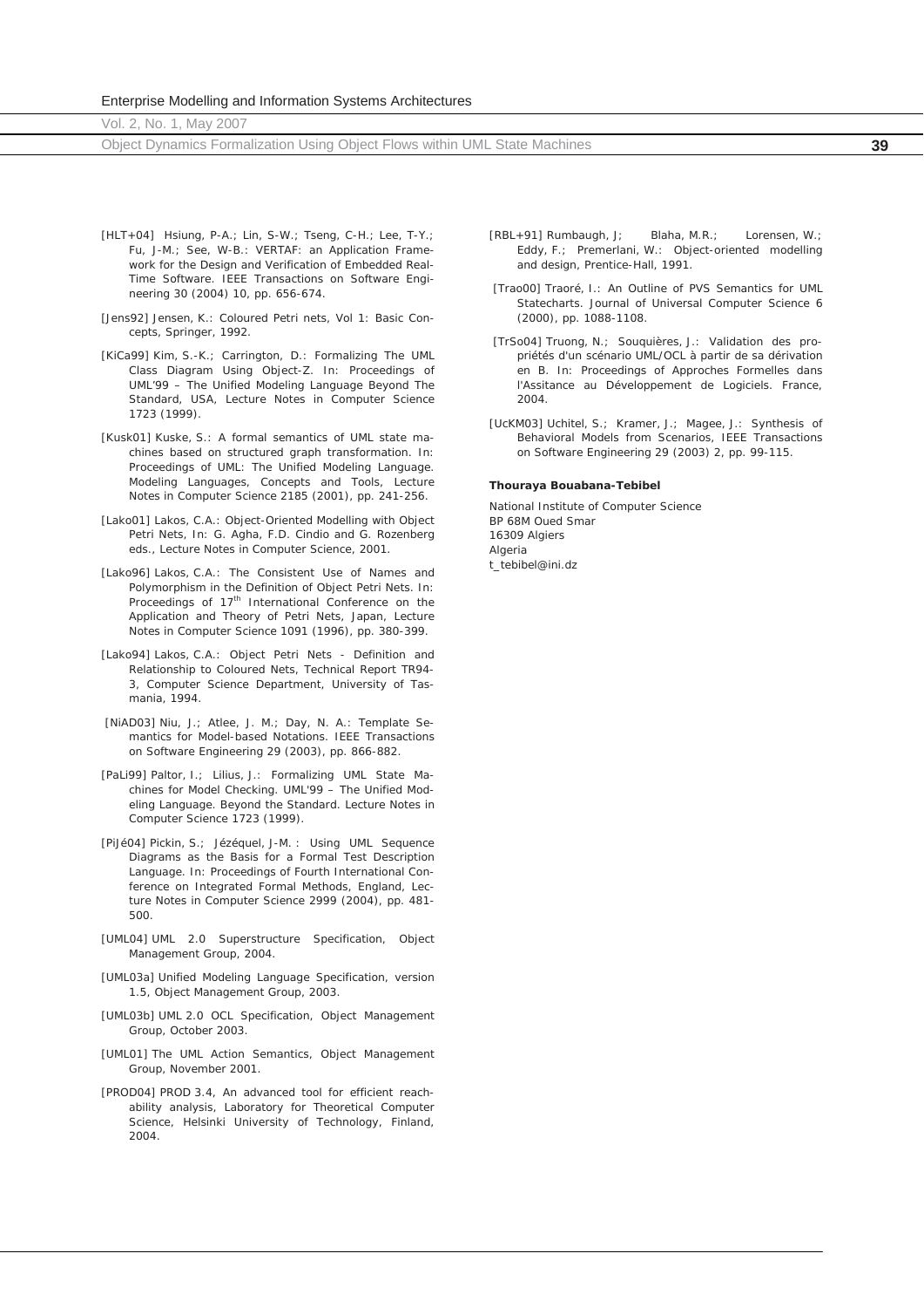[HLT+04] Hsiung, P-A.; Lin, S-W.; Tseng, C-H.; Lee, T-Y.; Fu, J-M.; See, W-B.: VERTAF: an Application Framework for the Design and Verification of Embedded Real-Time Software. IEEE Transactions on Software Engineering 30 (2004) 10, pp. 656-674.

[Jens92] Jensen, K.: Coloured Petri nets, Vol 1: Basic Concepts, Springer, 1992.

[KiCa99] Kim, S.-K.; Carrington, D.: Formalizing The UML Class Diagram Using Object-Z. In: Proceedings of UML'99 – The Unified Modeling Language Beyond The Standard, USA, Lecture Notes in Computer Science 1723 (1999).

[Kusk01] Kuske, S.: A formal semantics of UML state machines based on structured graph transformation. In: Proceedings of UML: The Unified Modeling Language. Modeling Languages, Concepts and Tools, Lecture Notes in Computer Science 2185 (2001), pp. 241-256.

[Lako01] Lakos, C.A.: Object-Oriented Modelling with Object Petri Nets, In: G. Agha, F.D. Cindio and G. Rozenberg eds., Lecture Notes in Computer Science, 2001.

[Lako96] Lakos, C.A.: The Consistent Use of Names and Polymorphism in the Definition of Object Petri Nets. In: Proceedings of 17th International Conference on the Application and Theory of Petri Nets, Japan, Lecture Notes in Computer Science 1091 (1996), pp. 380-399.

[Lako94] Lakos, C.A.: Object Petri Nets - Definition and Relationship to Coloured Nets, Technical Report TR94-3, Computer Science Department, University of Tasmania, 1994.

[NiAD03] Niu, J.; Atlee, J. M.; Day, N. A.: Template Semantics for Model-based Notations. IEEE Transactions on Software Engineering 29 (2003), pp. 866-882.

[PaLi99] Paltor, I.; Lilius, J.: Formalizing UML State Machines for Model Checking. UML'99 – The Unified Modeling Language. Beyond the Standard. Lecture Notes in Computer Science 1723 (1999).

[PiJé04] Pickin, S.; Jézéquel, J-M. : Using UML Sequence Diagrams as the Basis for a Formal Test Description Language. In: Proceedings of Fourth International Conference on Integrated Formal Methods, England, Lecture Notes in Computer Science 2999 (2004), pp. 481-500.

[UML04] UML 2.0 Superstructure Specification, Object Management Group, 2004.

[UML03a] Unified Modeling Language Specification, version 1.5, Object Management Group, 2003.

[UML03b] UML 2.0 OCL Specification, Object Management Group, October 2003.

[UML01] The UML Action Semantics, Object Management Group, November 2001.

[PROD04] PROD 3.4, An advanced tool for efficient reachability analysis, Laboratory for Theoretical Computer Science, Helsinki University of Technology, Finland, 2004.

[RBL+91] Rumbaugh, J; Blaha, M.R.; Lorensen, W.; Eddy, F.; Premerlani, W.: Object-oriented modelling and design, Prentice-Hall, 1991.

[Trao00] Traoré, I.: An Outline of PVS Semantics for UML Statecharts. Journal of Universal Computer Science 6 (2000), pp. 1088-1108.

[TrSo04] Truong, N.; Souquières, J.: Validation des propriétés d'un scénario UML/OCL à partir de sa dérivation en B. In: Proceedings of Approches Formelles dans l'Assitance au Développement de Logiciels. France, 2004.

[UcKM03] Uchitel, S.; Kramer, J.; Magee, J.: Synthesis of Behavioral Models from Scenarios, IEEE Transactions on Software Engineering 29 (2003) 2, pp. 99-115.

**Thouraya Bouabana-Tebibel**

National Institute of Computer Science
BP 68M Oued Smar
16309 Algiers
Algeria
t_tebibel@ini.dz